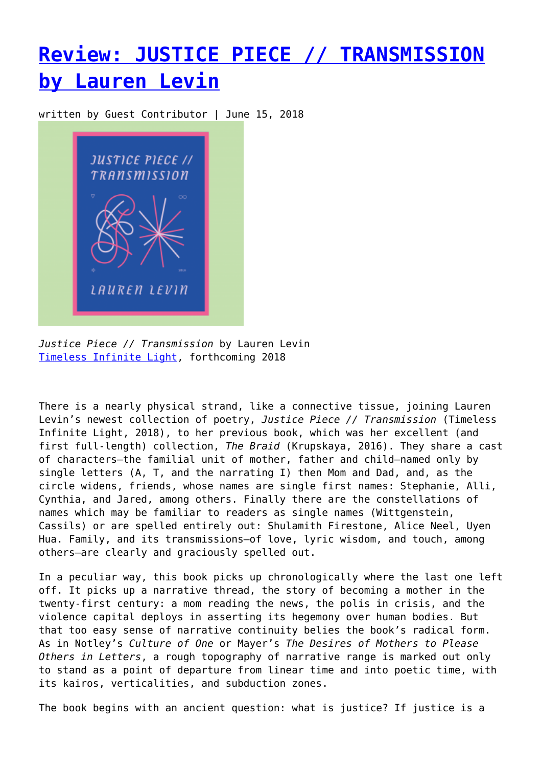# Review: JUSTICE PIECE // TRANSMISSION by Lauren Levin

written by Guest Contributor | June 15, 2018

*Justice Piece // Transmission* by Lauren Levin
Timeless Infinite Light, forthcoming 2018

There is a nearly physical strand, like a connective tissue, joining Lauren Levin's newest collection of poetry, *Justice Piece // Transmission* (Timeless Infinite Light, 2018), to her previous book, which was her excellent (and first full-length) collection, *The Braid* (Krupskaya, 2016). They share a cast of characters—the familial unit of mother, father and child—named only by single letters (A, T, and the narrating I) then Mom and Dad, and, as the circle widens, friends, whose names are single first names: Stephanie, Alli, Cynthia, and Jared, among others. Finally there are the constellations of names which may be familiar to readers as single names (Wittgenstein, Cassils) or are spelled entirely out: Shulamith Firestone, Alice Neel, Uyen Hua. Family, and its transmissions—of love, lyric wisdom, and touch, among others—are clearly and graciously spelled out.

In a peculiar way, this book picks up chronologically where the last one left off. It picks up a narrative thread, the story of becoming a mother in the twenty-first century: a mom reading the news, the polis in crisis, and the violence capital deploys in asserting its hegemony over human bodies. But that too easy sense of narrative continuity belies the book's radical form. As in Notley's *Culture of One* or Mayer's *The Desires of Mothers to Please Others in Letters*, a rough topography of narrative range is marked out only to stand as a point of departure from linear time and into poetic time, with its kairos, verticalities, and subduction zones.

The book begins with an ancient question: what is justice? If justice is a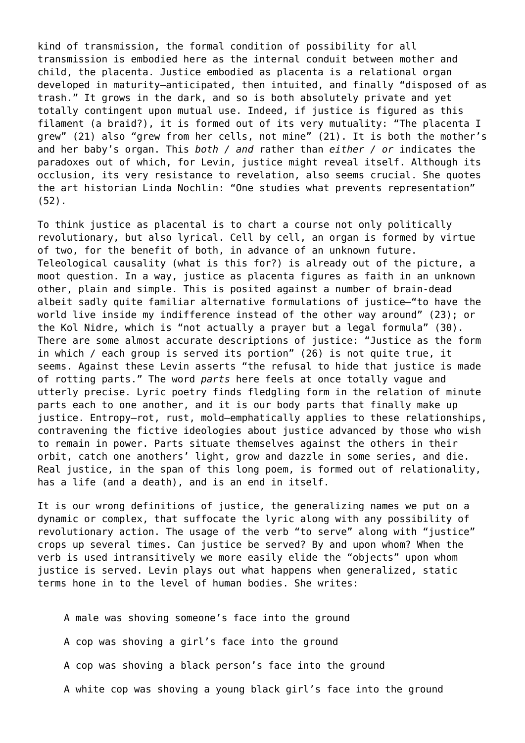kind of transmission, the formal condition of possibility for all transmission is embodied here as the internal conduit between mother and child, the placenta. Justice embodied as placenta is a relational organ developed in maturity—anticipated, then intuited, and finally "disposed of as trash." It grows in the dark, and so is both absolutely private and yet totally contingent upon mutual use. Indeed, if justice is figured as this filament (a braid?), it is formed out of its very mutuality: "The placenta I grew" (21) also "grew from her cells, not mine" (21). It is both the mother's and her baby's organ. This *both / and* rather than *either / or* indicates the paradoxes out of which, for Levin, justice might reveal itself. Although its occlusion, its very resistance to revelation, also seems crucial. She quotes the art historian Linda Nochlin: "One studies what prevents representation" (52).

To think justice as placental is to chart a course not only politically revolutionary, but also lyrical. Cell by cell, an organ is formed by virtue of two, for the benefit of both, in advance of an unknown future. Teleological causality (what is this for?) is already out of the picture, a moot question. In a way, justice as placenta figures as faith in an unknown other, plain and simple. This is posited against a number of brain-dead albeit sadly quite familiar alternative formulations of justice—"to have the world live inside my indifference instead of the other way around" (23); or the Kol Nidre, which is "not actually a prayer but a legal formula" (30). There are some almost accurate descriptions of justice: "Justice as the form in which / each group is served its portion" (26) is not quite true, it seems. Against these Levin asserts "the refusal to hide that justice is made of rotting parts." The word *parts* here feels at once totally vague and utterly precise. Lyric poetry finds fledgling form in the relation of minute parts each to one another, and it is our body parts that finally make up justice. Entropy—rot, rust, mold—emphatically applies to these relationships, contravening the fictive ideologies about justice advanced by those who wish to remain in power. Parts situate themselves against the others in their orbit, catch one anothers' light, grow and dazzle in some series, and die. Real justice, in the span of this long poem, is formed out of relationality, has a life (and a death), and is an end in itself.

It is our wrong definitions of justice, the generalizing names we put on a dynamic or complex, that suffocate the lyric along with any possibility of revolutionary action. The usage of the verb "to serve" along with "justice" crops up several times. Can justice be served? By and upon whom? When the verb is used intransitively we more easily elide the "objects" upon whom justice is served. Levin plays out what happens when generalized, static terms hone in to the level of human bodies. She writes:

> A male was shoving someone's face into the ground
>
> A cop was shoving a girl's face into the ground
>
> A cop was shoving a black person's face into the ground
>
> A white cop was shoving a young black girl's face into the ground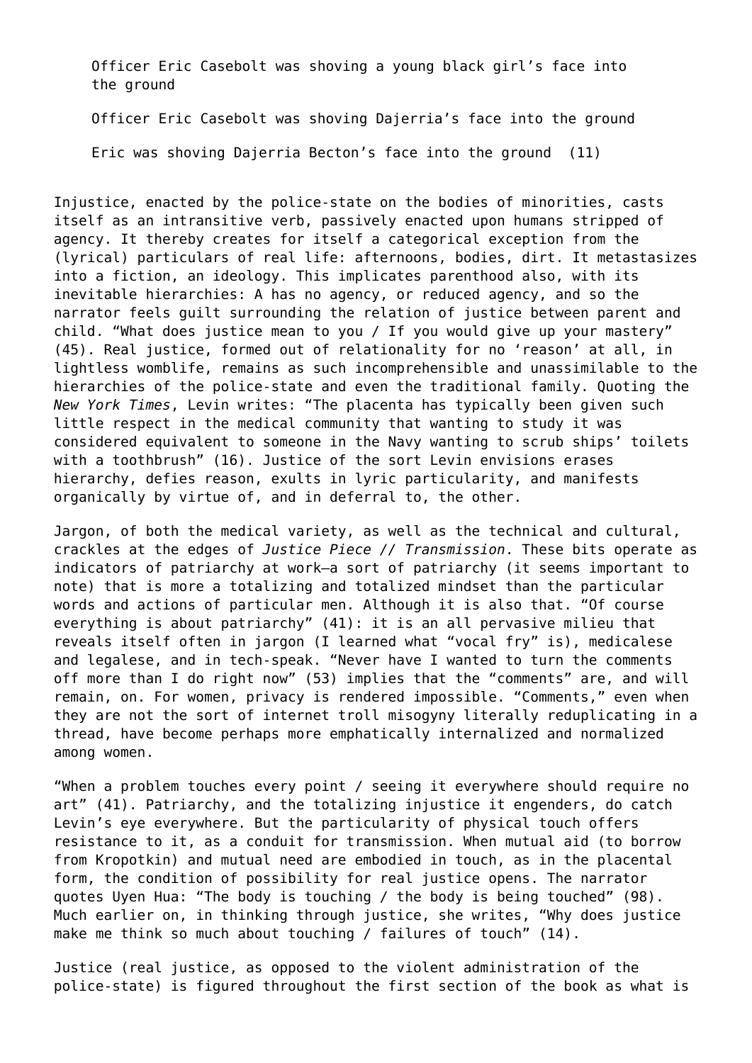> Officer Eric Casebolt was shoving a young black girl's face into the ground
>
> Officer Eric Casebolt was shoving Dajerria's face into the ground
>
> Eric was shoving Dajerria Becton's face into the ground (11)

Injustice, enacted by the police-state on the bodies of minorities, casts itself as an intransitive verb, passively enacted upon humans stripped of agency. It thereby creates for itself a categorical exception from the (lyrical) particulars of real life: afternoons, bodies, dirt. It metastasizes into a fiction, an ideology. This implicates parenthood also, with its inevitable hierarchies: A has no agency, or reduced agency, and so the narrator feels guilt surrounding the relation of justice between parent and child. "What does justice mean to you / If you would give up your mastery" (45). Real justice, formed out of relationality for no 'reason' at all, in lightless womblife, remains as such incomprehensible and unassimilable to the hierarchies of the police-state and even the traditional family. Quoting the *New York Times*, Levin writes: "The placenta has typically been given such little respect in the medical community that wanting to study it was considered equivalent to someone in the Navy wanting to scrub ships' toilets with a toothbrush" (16). Justice of the sort Levin envisions erases hierarchy, defies reason, exults in lyric particularity, and manifests organically by virtue of, and in deferral to, the other.

Jargon, of both the medical variety, as well as the technical and cultural, crackles at the edges of *Justice Piece // Transmission*. These bits operate as indicators of patriarchy at work—a sort of patriarchy (it seems important to note) that is more a totalizing and totalized mindset than the particular words and actions of particular men. Although it is also that. "Of course everything is about patriarchy" (41): it is an all pervasive milieu that reveals itself often in jargon (I learned what "vocal fry" is), medicalese and legalese, and in tech-speak. "Never have I wanted to turn the comments off more than I do right now" (53) implies that the "comments" are, and will remain, on. For women, privacy is rendered impossible. "Comments," even when they are not the sort of internet troll misogyny literally reduplicating in a thread, have become perhaps more emphatically internalized and normalized among women.

"When a problem touches every point / seeing it everywhere should require no art" (41). Patriarchy, and the totalizing injustice it engenders, do catch Levin's eye everywhere. But the particularity of physical touch offers resistance to it, as a conduit for transmission. When mutual aid (to borrow from Kropotkin) and mutual need are embodied in touch, as in the placental form, the condition of possibility for real justice opens. The narrator quotes Uyen Hua: "The body is touching / the body is being touched" (98). Much earlier on, in thinking through justice, she writes, "Why does justice make me think so much about touching / failures of touch" (14).

Justice (real justice, as opposed to the violent administration of the police-state) is figured throughout the first section of the book as what is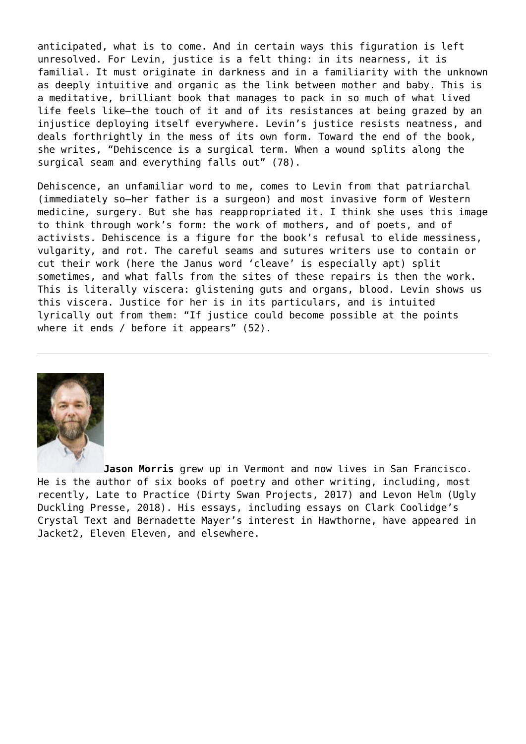anticipated, what is to come. And in certain ways this figuration is left unresolved. For Levin, justice is a felt thing: in its nearness, it is familial. It must originate in darkness and in a familiarity with the unknown as deeply intuitive and organic as the link between mother and baby. This is a meditative, brilliant book that manages to pack in so much of what lived life feels like—the touch of it and of its resistances at being grazed by an injustice deploying itself everywhere. Levin's justice resists neatness, and deals forthrightly in the mess of its own form. Toward the end of the book, she writes, "Dehiscence is a surgical term. When a wound splits along the surgical seam and everything falls out" (78).

Dehiscence, an unfamiliar word to me, comes to Levin from that patriarchal (immediately so—her father is a surgeon) and most invasive form of Western medicine, surgery. But she has reappropriated it. I think she uses this image to think through work's form: the work of mothers, and of poets, and of activists. Dehiscence is a figure for the book's refusal to elide messiness, vulgarity, and rot. The careful seams and sutures writers use to contain or cut their work (here the Janus word 'cleave' is especially apt) split sometimes, and what falls from the sites of these repairs is then the work. This is literally viscera: glistening guts and organs, blood. Levin shows us this viscera. Justice for her is in its particulars, and is intuited lyrically out from them: "If justice could become possible at the points where it ends / before it appears" (52).

---

**Jason Morris** grew up in Vermont and now lives in San Francisco. He is the author of six books of poetry and other writing, including, most recently, Late to Practice (Dirty Swan Projects, 2017) and Levon Helm (Ugly Duckling Presse, 2018). His essays, including essays on Clark Coolidge's Crystal Text and Bernadette Mayer's interest in Hawthorne, have appeared in Jacket2, Eleven Eleven, and elsewhere.